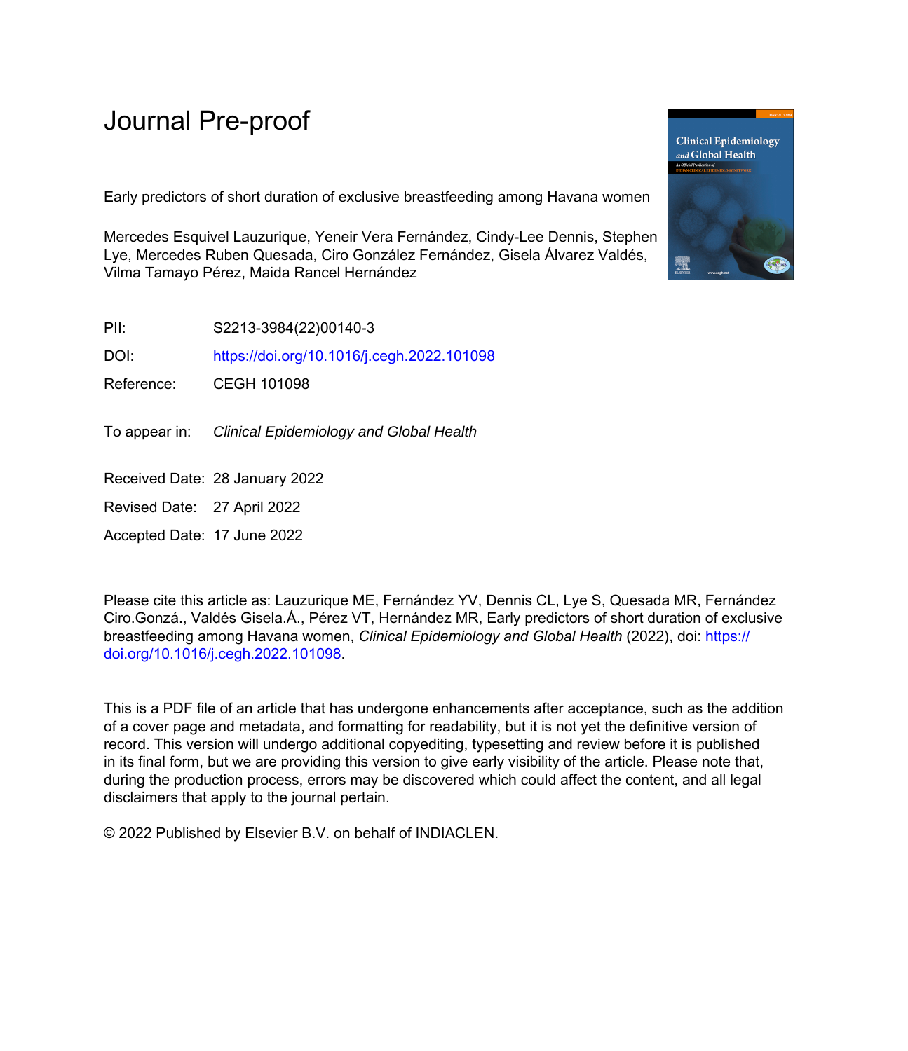# Journal Pre-proof

Early predictors of short duration of exclusive breastfeeding among Havana women

Mercedes Esquivel Lauzurique, Yeneir Vera Fernández, Cindy-Lee Dennis, Stephen Lye, Mercedes Ruben Quesada, Ciro González Fernández, Gisela Álvarez Valdés, Vilma Tamayo Pérez, Maida Rancel Hernández

PII: S2213-3984(22)00140-3

DOI: https://doi.org/10.1016/j.cegh.2022.101098

Reference: CEGH 101098

To appear in: *Clinical Epidemiology and Global Health*

Received Date: 28 January 2022

Revised Date: 27 April 2022

Accepted Date: 17 June 2022

Please cite this article as: Lauzurique ME, Fernández YV, Dennis CL, Lye S, Quesada MR, Fernández Ciro.Gonzá., Valdés Gisela.Á., Pérez VT, Hernández MR, Early predictors of short duration of exclusive breastfeeding among Havana women, *Clinical Epidemiology and Global Health* (2022), doi: https://doi.org/10.1016/j.cegh.2022.101098.

This is a PDF file of an article that has undergone enhancements after acceptance, such as the addition of a cover page and metadata, and formatting for readability, but it is not yet the definitive version of record. This version will undergo additional copyediting, typesetting and review before it is published in its final form, but we are providing this version to give early visibility of the article. Please note that, during the production process, errors may be discovered which could affect the content, and all legal disclaimers that apply to the journal pertain.

© 2022 Published by Elsevier B.V. on behalf of INDIACLEN.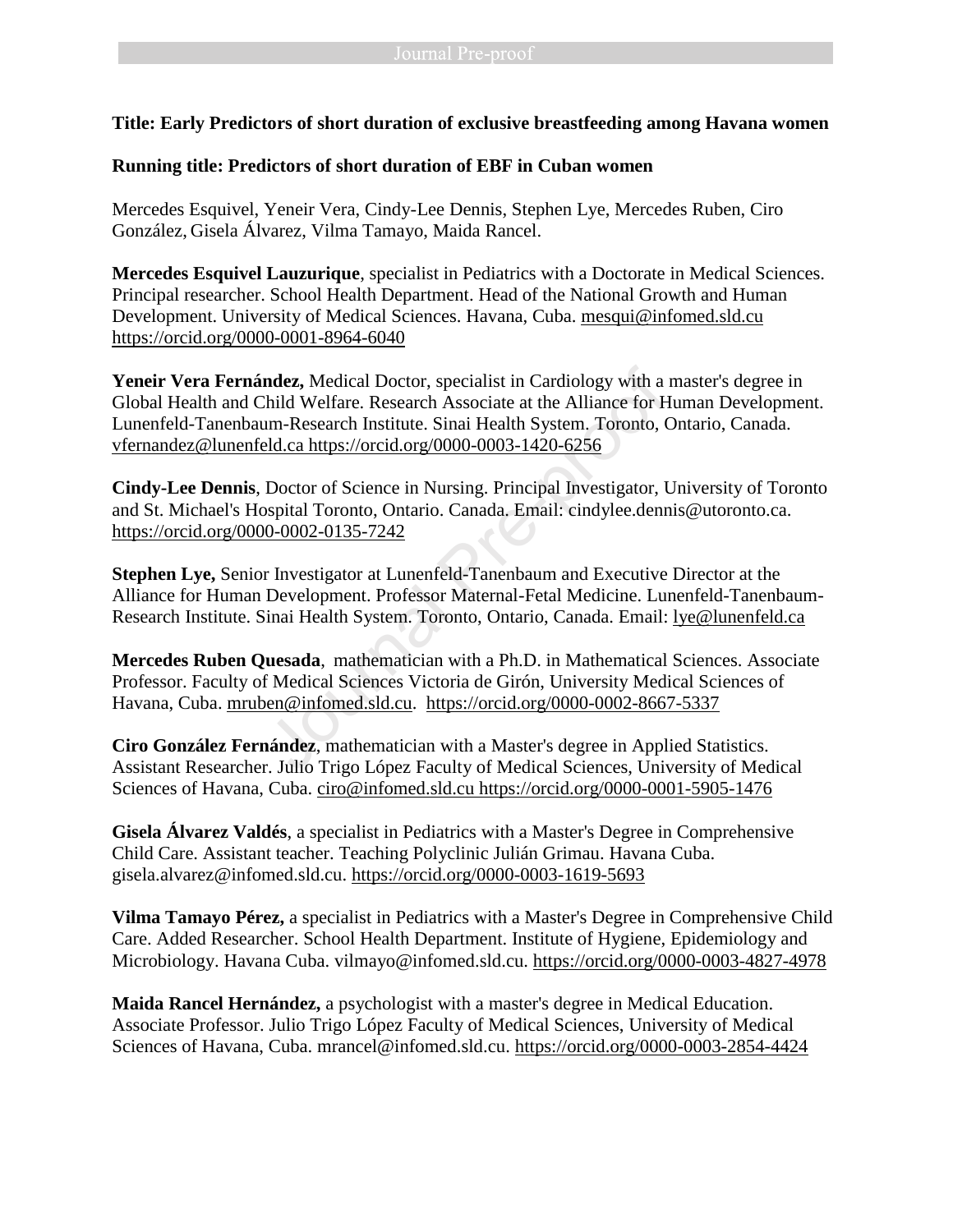**Title: Early Predictors of short duration of exclusive breastfeeding among Havana women**

**Running title: Predictors of short duration of EBF in Cuban women**

Mercedes Esquivel, Yeneir Vera, Cindy-Lee Dennis, Stephen Lye, Mercedes Ruben, Ciro González, Gisela Álvarez, Vilma Tamayo, Maida Rancel.

**Mercedes Esquivel Lauzurique**, specialist in Pediatrics with a Doctorate in Medical Sciences. Principal researcher. School Health Department. Head of the National Growth and Human Development. University of Medical Sciences. Havana, Cuba. mesqui@infomed.sld.cu https://orcid.org/0000-0001-8964-6040

**Yeneir Vera Fernández,** Medical Doctor, specialist in Cardiology with a master's degree in Global Health and Child Welfare. Research Associate at the Alliance for Human Development. Lunenfeld-Tanenbaum-Research Institute. Sinai Health System. Toronto, Ontario, Canada. vfernandez@lunenfeld.ca https://orcid.org/0000-0003-1420-6256

**Cindy-Lee Dennis**, Doctor of Science in Nursing. Principal Investigator, University of Toronto and St. Michael's Hospital Toronto, Ontario. Canada. Email: cindylee.dennis@utoronto.ca. https://orcid.org/0000-0002-0135-7242

**Stephen Lye,** Senior Investigator at Lunenfeld-Tanenbaum and Executive Director at the Alliance for Human Development. Professor Maternal-Fetal Medicine. Lunenfeld-Tanenbaum-Research Institute. Sinai Health System. Toronto, Ontario, Canada. Email: lye@lunenfeld.ca

**Mercedes Ruben Quesada**, mathematician with a Ph.D. in Mathematical Sciences. Associate Professor. Faculty of Medical Sciences Victoria de Girón, University Medical Sciences of Havana, Cuba. mruben@infomed.sld.cu. https://orcid.org/0000-0002-8667-5337

**Ciro González Fernández**, mathematician with a Master's degree in Applied Statistics. Assistant Researcher. Julio Trigo López Faculty of Medical Sciences, University of Medical Sciences of Havana, Cuba. ciro@infomed.sld.cu https://orcid.org/0000-0001-5905-1476

**Gisela Álvarez Valdés**, a specialist in Pediatrics with a Master's Degree in Comprehensive Child Care. Assistant teacher. Teaching Polyclinic Julián Grimau. Havana Cuba. gisela.alvarez@infomed.sld.cu. https://orcid.org/0000-0003-1619-5693

**Vilma Tamayo Pérez,** a specialist in Pediatrics with a Master's Degree in Comprehensive Child Care. Added Researcher. School Health Department. Institute of Hygiene, Epidemiology and Microbiology. Havana Cuba. vilmayo@infomed.sld.cu. https://orcid.org/0000-0003-4827-4978

**Maida Rancel Hernández,** a psychologist with a master's degree in Medical Education. Associate Professor. Julio Trigo López Faculty of Medical Sciences, University of Medical Sciences of Havana, Cuba. mrancel@infomed.sld.cu. https://orcid.org/0000-0003-2854-4424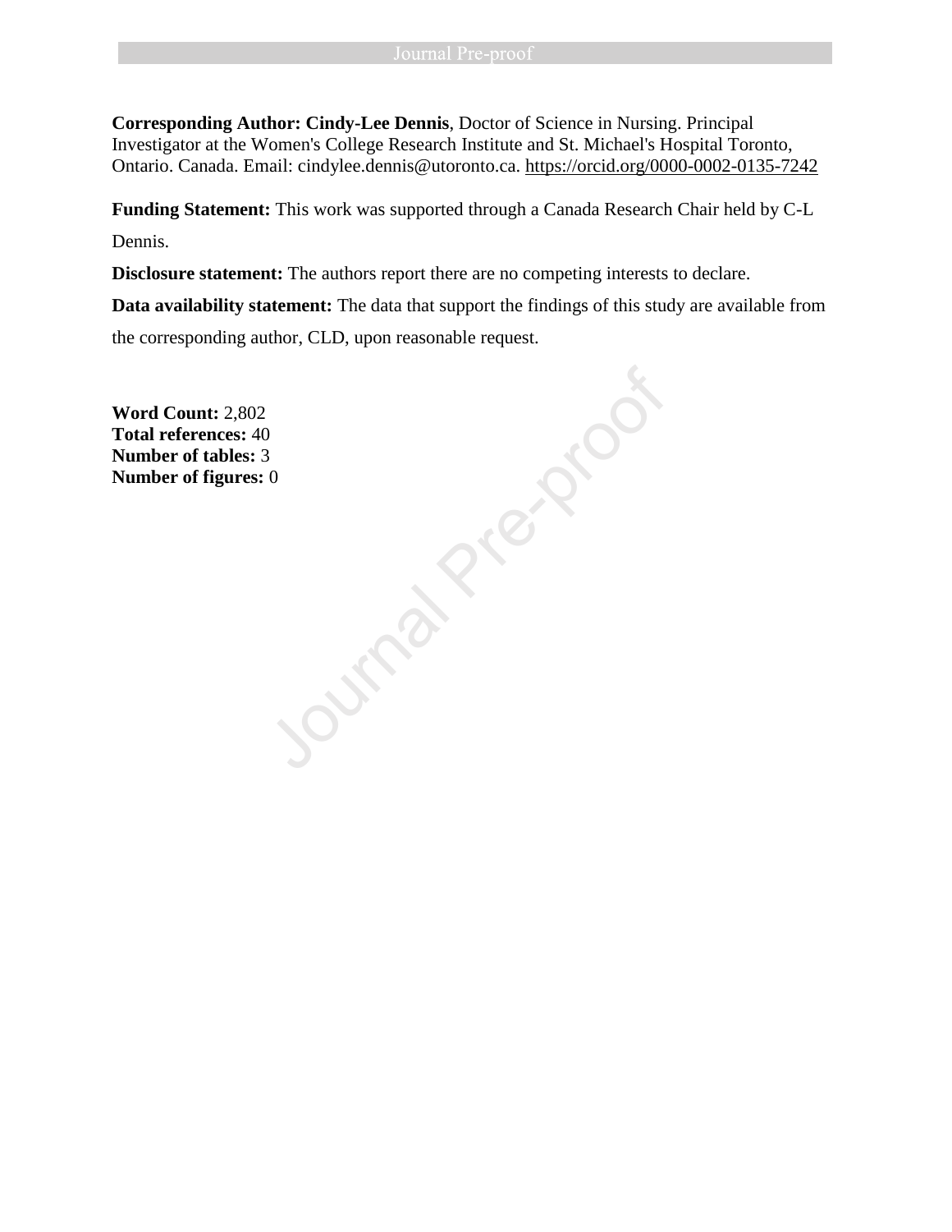**Corresponding Author: Cindy-Lee Dennis**, Doctor of Science in Nursing. Principal Investigator at the Women's College Research Institute and St. Michael's Hospital Toronto, Ontario. Canada. Email: cindylee.dennis@utoronto.ca. https://orcid.org/0000-0002-0135-7242

**Funding Statement:** This work was supported through a Canada Research Chair held by C-L Dennis.

**Disclosure statement:** The authors report there are no competing interests to declare.

**Data availability statement:** The data that support the findings of this study are available from the corresponding author, CLD, upon reasonable request.

**Word Count:** 2,802
**Total references:** 40
**Number of tables:** 3
**Number of figures:** 0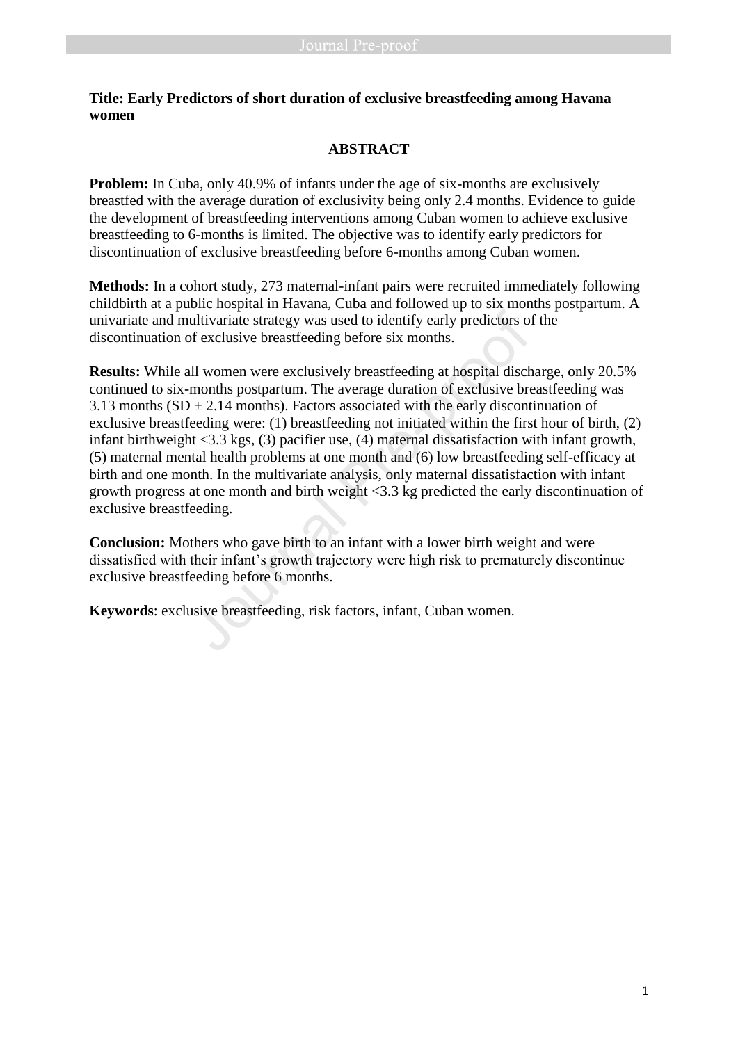**Title: Early Predictors of short duration of exclusive breastfeeding among Havana women**

## ABSTRACT

**Problem:** In Cuba, only 40.9% of infants under the age of six-months are exclusively breastfed with the average duration of exclusivity being only 2.4 months. Evidence to guide the development of breastfeeding interventions among Cuban women to achieve exclusive breastfeeding to 6-months is limited. The objective was to identify early predictors for discontinuation of exclusive breastfeeding before 6-months among Cuban women.

**Methods:** In a cohort study, 273 maternal-infant pairs were recruited immediately following childbirth at a public hospital in Havana, Cuba and followed up to six months postpartum. A univariate and multivariate strategy was used to identify early predictors of the discontinuation of exclusive breastfeeding before six months.

**Results:** While all women were exclusively breastfeeding at hospital discharge, only 20.5% continued to six-months postpartum. The average duration of exclusive breastfeeding was 3.13 months (SD ± 2.14 months). Factors associated with the early discontinuation of exclusive breastfeeding were: (1) breastfeeding not initiated within the first hour of birth, (2) infant birthweight <3.3 kgs, (3) pacifier use, (4) maternal dissatisfaction with infant growth, (5) maternal mental health problems at one month and (6) low breastfeeding self-efficacy at birth and one month. In the multivariate analysis, only maternal dissatisfaction with infant growth progress at one month and birth weight <3.3 kg predicted the early discontinuation of exclusive breastfeeding.

**Conclusion:** Mothers who gave birth to an infant with a lower birth weight and were dissatisfied with their infant's growth trajectory were high risk to prematurely discontinue exclusive breastfeeding before 6 months.

**Keywords**: exclusive breastfeeding, risk factors, infant, Cuban women.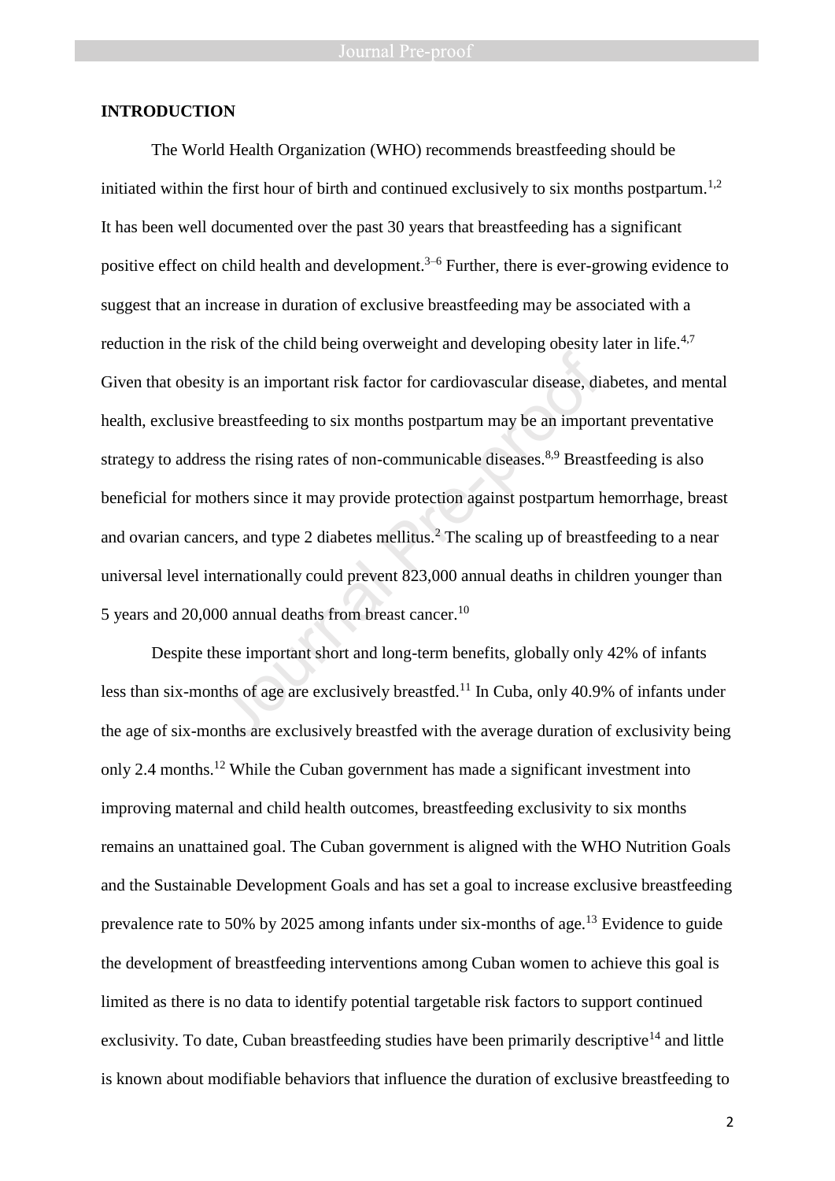## INTRODUCTION

The World Health Organization (WHO) recommends breastfeeding should be initiated within the first hour of birth and continued exclusively to six months postpartum.[1,2] It has been well documented over the past 30 years that breastfeeding has a significant positive effect on child health and development.[3–6] Further, there is ever-growing evidence to suggest that an increase in duration of exclusive breastfeeding may be associated with a reduction in the risk of the child being overweight and developing obesity later in life.[4,7] Given that obesity is an important risk factor for cardiovascular disease, diabetes, and mental health, exclusive breastfeeding to six months postpartum may be an important preventative strategy to address the rising rates of non-communicable diseases.[8,9] Breastfeeding is also beneficial for mothers since it may provide protection against postpartum hemorrhage, breast and ovarian cancers, and type 2 diabetes mellitus.[2] The scaling up of breastfeeding to a near universal level internationally could prevent 823,000 annual deaths in children younger than 5 years and 20,000 annual deaths from breast cancer.[10]

Despite these important short and long-term benefits, globally only 42% of infants less than six-months of age are exclusively breastfed.[11] In Cuba, only 40.9% of infants under the age of six-months are exclusively breastfed with the average duration of exclusivity being only 2.4 months.[12] While the Cuban government has made a significant investment into improving maternal and child health outcomes, breastfeeding exclusivity to six months remains an unattained goal. The Cuban government is aligned with the WHO Nutrition Goals and the Sustainable Development Goals and has set a goal to increase exclusive breastfeeding prevalence rate to 50% by 2025 among infants under six-months of age.[13] Evidence to guide the development of breastfeeding interventions among Cuban women to achieve this goal is limited as there is no data to identify potential targetable risk factors to support continued exclusivity. To date, Cuban breastfeeding studies have been primarily descriptive[14] and little is known about modifiable behaviors that influence the duration of exclusive breastfeeding to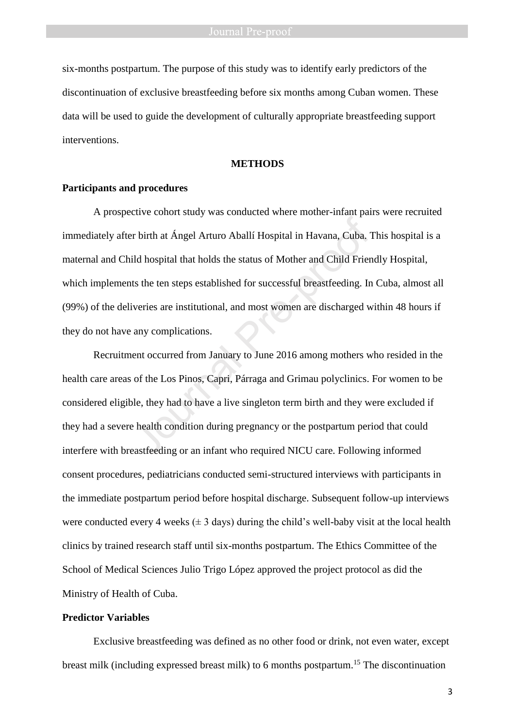six-months postpartum. The purpose of this study was to identify early predictors of the discontinuation of exclusive breastfeeding before six months among Cuban women. These data will be used to guide the development of culturally appropriate breastfeeding support interventions.

## METHODS

### Participants and procedures

A prospective cohort study was conducted where mother-infant pairs were recruited immediately after birth at Ángel Arturo Aballí Hospital in Havana, Cuba. This hospital is a maternal and Child hospital that holds the status of Mother and Child Friendly Hospital, which implements the ten steps established for successful breastfeeding. In Cuba, almost all (99%) of the deliveries are institutional, and most women are discharged within 48 hours if they do not have any complications.

Recruitment occurred from January to June 2016 among mothers who resided in the health care areas of the Los Pinos, Capri, Párraga and Grimau polyclinics. For women to be considered eligible, they had to have a live singleton term birth and they were excluded if they had a severe health condition during pregnancy or the postpartum period that could interfere with breastfeeding or an infant who required NICU care. Following informed consent procedures, pediatricians conducted semi-structured interviews with participants in the immediate postpartum period before hospital discharge. Subsequent follow-up interviews were conducted every 4 weeks (± 3 days) during the child's well-baby visit at the local health clinics by trained research staff until six-months postpartum. The Ethics Committee of the School of Medical Sciences Julio Trigo López approved the project protocol as did the Ministry of Health of Cuba.

### Predictor Variables

Exclusive breastfeeding was defined as no other food or drink, not even water, except breast milk (including expressed breast milk) to 6 months postpartum.[15] The discontinuation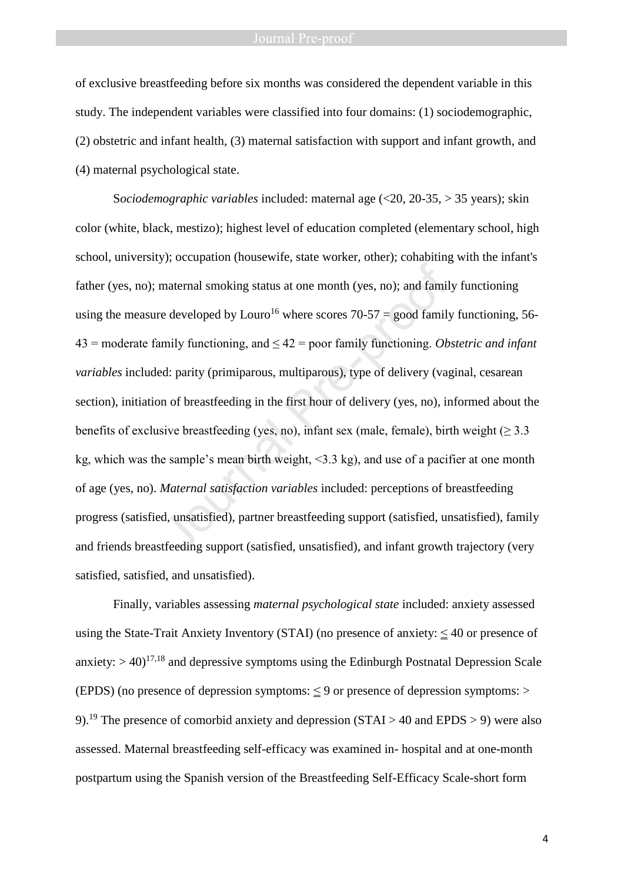of exclusive breastfeeding before six months was considered the dependent variable in this study. The independent variables were classified into four domains: (1) sociodemographic, (2) obstetric and infant health, (3) maternal satisfaction with support and infant growth, and (4) maternal psychological state.

S*ociodemographic variables* included: maternal age (<20, 20-35, > 35 years); skin color (white, black, mestizo); highest level of education completed (elementary school, high school, university); occupation (housewife, state worker, other); cohabiting with the infant's father (yes, no); maternal smoking status at one month (yes, no); and family functioning using the measure developed by Louro[16] where scores 70-57 = good family functioning, 56-43 = moderate family functioning, and ≤ 42 = poor family functioning. *Obstetric and infant variables* included: parity (primiparous, multiparous), type of delivery (vaginal, cesarean section), initiation of breastfeeding in the first hour of delivery (yes, no), informed about the benefits of exclusive breastfeeding (yes, no), infant sex (male, female), birth weight (≥ 3.3 kg, which was the sample's mean birth weight, <3.3 kg), and use of a pacifier at one month of age (yes, no). *Maternal satisfaction variables* included: perceptions of breastfeeding progress (satisfied, unsatisfied), partner breastfeeding support (satisfied, unsatisfied), family and friends breastfeeding support (satisfied, unsatisfied), and infant growth trajectory (very satisfied, satisfied, and unsatisfied).

Finally, variables assessing *maternal psychological state* included: anxiety assessed using the State-Trait Anxiety Inventory (STAI) (no presence of anxiety: ≤ 40 or presence of anxiety: > 40)[17,18] and depressive symptoms using the Edinburgh Postnatal Depression Scale (EPDS) (no presence of depression symptoms: ≤ 9 or presence of depression symptoms: > 9).[19] The presence of comorbid anxiety and depression (STAI > 40 and EPDS > 9) were also assessed. Maternal breastfeeding self-efficacy was examined in- hospital and at one-month postpartum using the Spanish version of the Breastfeeding Self-Efficacy Scale-short form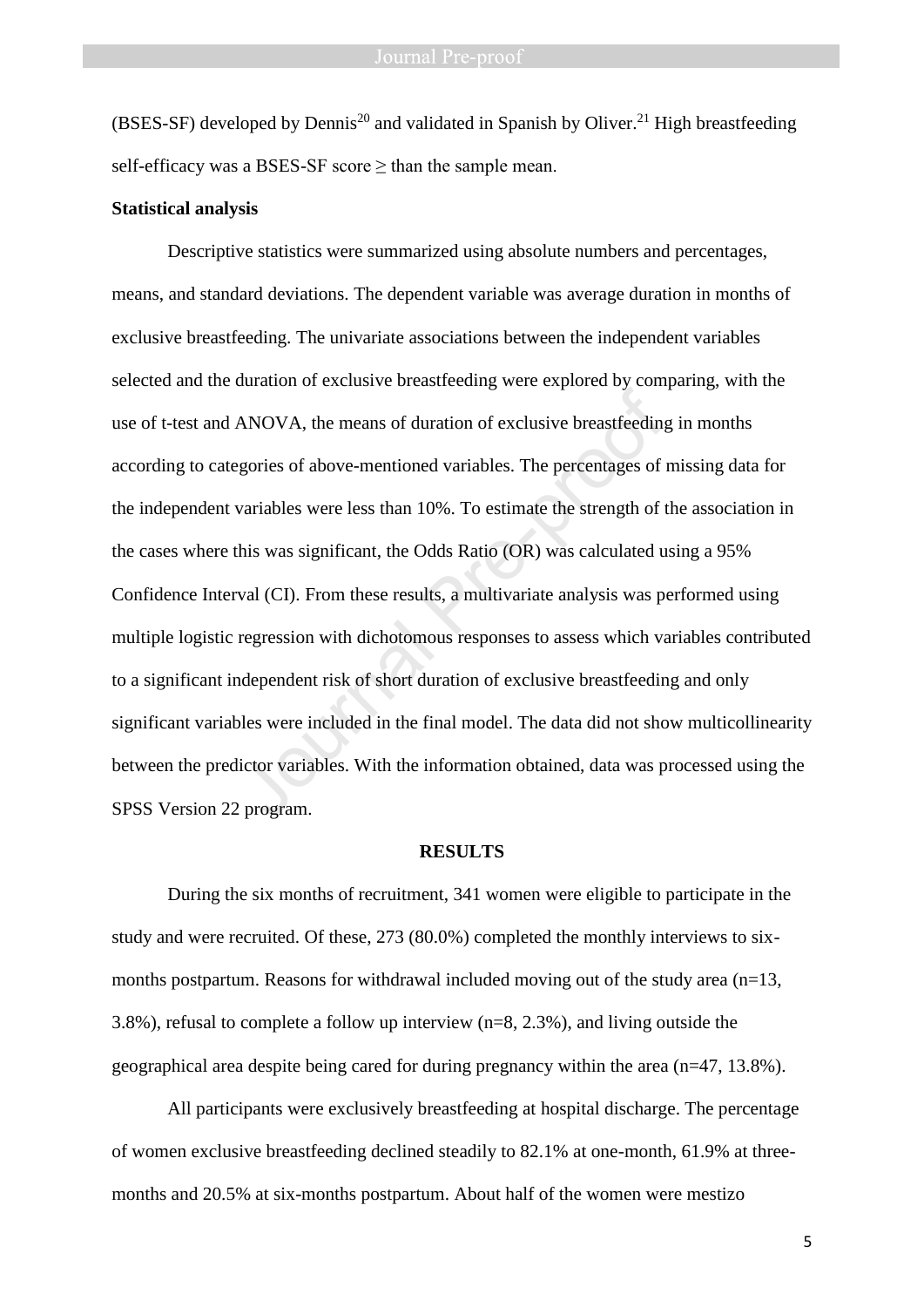(BSES-SF) developed by Dennis[20] and validated in Spanish by Oliver.[21] High breastfeeding self-efficacy was a BSES-SF score ≥ than the sample mean.

**Statistical analysis**

Descriptive statistics were summarized using absolute numbers and percentages, means, and standard deviations. The dependent variable was average duration in months of exclusive breastfeeding. The univariate associations between the independent variables selected and the duration of exclusive breastfeeding were explored by comparing, with the use of t-test and ANOVA, the means of duration of exclusive breastfeeding in months according to categories of above-mentioned variables. The percentages of missing data for the independent variables were less than 10%. To estimate the strength of the association in the cases where this was significant, the Odds Ratio (OR) was calculated using a 95% Confidence Interval (CI). From these results, a multivariate analysis was performed using multiple logistic regression with dichotomous responses to assess which variables contributed to a significant independent risk of short duration of exclusive breastfeeding and only significant variables were included in the final model. The data did not show multicollinearity between the predictor variables. With the information obtained, data was processed using the SPSS Version 22 program.

## RESULTS

During the six months of recruitment, 341 women were eligible to participate in the study and were recruited. Of these, 273 (80.0%) completed the monthly interviews to six-months postpartum. Reasons for withdrawal included moving out of the study area (n=13, 3.8%), refusal to complete a follow up interview (n=8, 2.3%), and living outside the geographical area despite being cared for during pregnancy within the area (n=47, 13.8%).

All participants were exclusively breastfeeding at hospital discharge. The percentage of women exclusive breastfeeding declined steadily to 82.1% at one-month, 61.9% at three-months and 20.5% at six-months postpartum. About half of the women were mestizo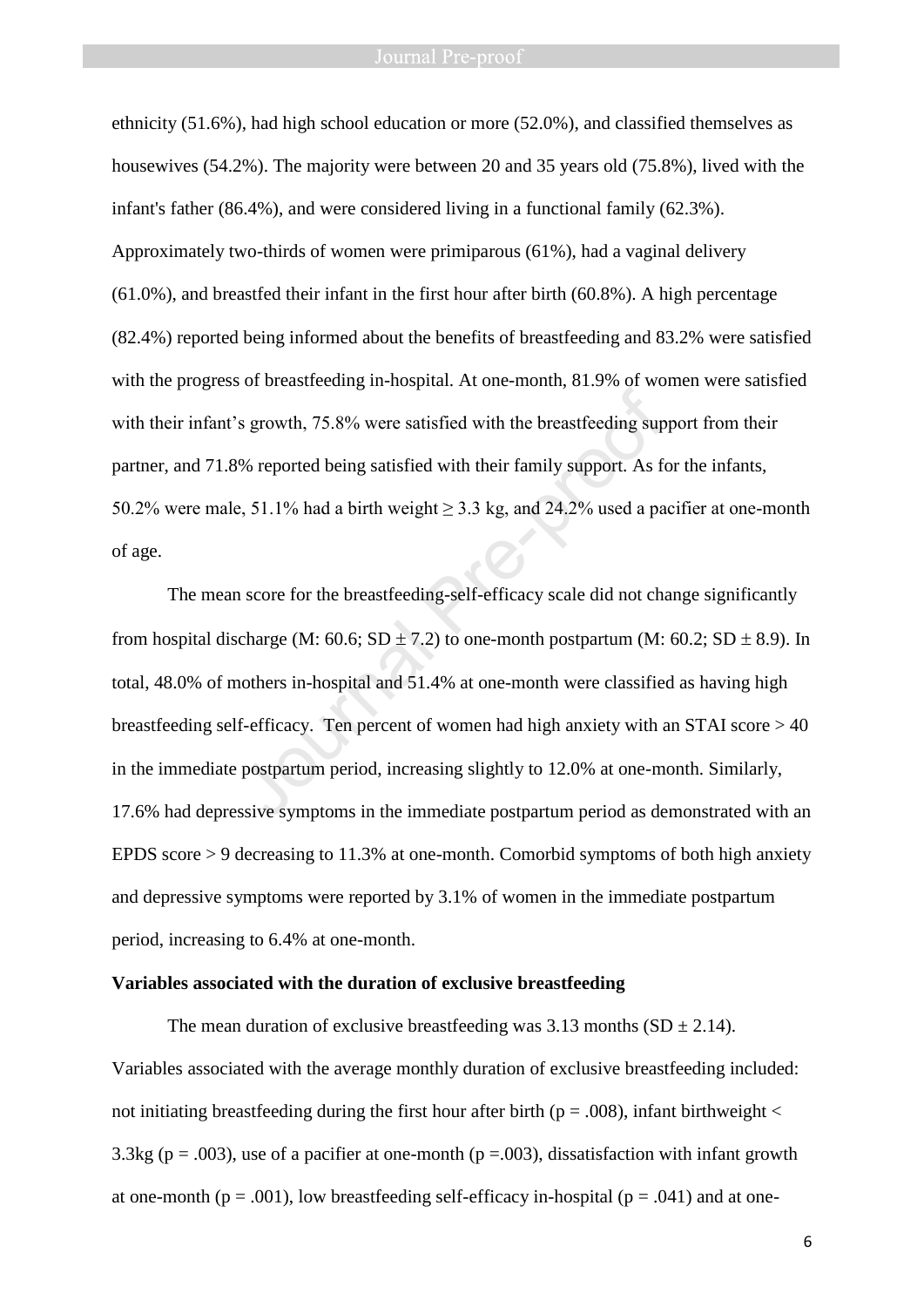ethnicity (51.6%), had high school education or more (52.0%), and classified themselves as housewives (54.2%). The majority were between 20 and 35 years old (75.8%), lived with the infant's father (86.4%), and were considered living in a functional family (62.3%). Approximately two-thirds of women were primiparous (61%), had a vaginal delivery (61.0%), and breastfed their infant in the first hour after birth (60.8%). A high percentage (82.4%) reported being informed about the benefits of breastfeeding and 83.2% were satisfied with the progress of breastfeeding in-hospital. At one-month, 81.9% of women were satisfied with their infant's growth, 75.8% were satisfied with the breastfeeding support from their partner, and 71.8% reported being satisfied with their family support. As for the infants, 50.2% were male, 51.1% had a birth weight $\geq$ 3.3 kg, and 24.2% used a pacifier at one-month of age.

The mean score for the breastfeeding-self-efficacy scale did not change significantly from hospital discharge (M: 60.6; SD $\pm$ 7.2) to one-month postpartum (M: 60.2; SD $\pm$ 8.9). In total, 48.0% of mothers in-hospital and 51.4% at one-month were classified as having high breastfeeding self-efficacy. Ten percent of women had high anxiety with an STAI score > 40 in the immediate postpartum period, increasing slightly to 12.0% at one-month. Similarly, 17.6% had depressive symptoms in the immediate postpartum period as demonstrated with an EPDS score > 9 decreasing to 11.3% at one-month. Comorbid symptoms of both high anxiety and depressive symptoms were reported by 3.1% of women in the immediate postpartum period, increasing to 6.4% at one-month.

**Variables associated with the duration of exclusive breastfeeding**

The mean duration of exclusive breastfeeding was 3.13 months (SD $\pm$ 2.14). Variables associated with the average monthly duration of exclusive breastfeeding included: not initiating breastfeeding during the first hour after birth ($p = .008$), infant birthweight < 3.3kg ($p = .003$), use of a pacifier at one-month ($p = .003$), dissatisfaction with infant growth at one-month ($p = .001$), low breastfeeding self-efficacy in-hospital ($p = .041$) and at one-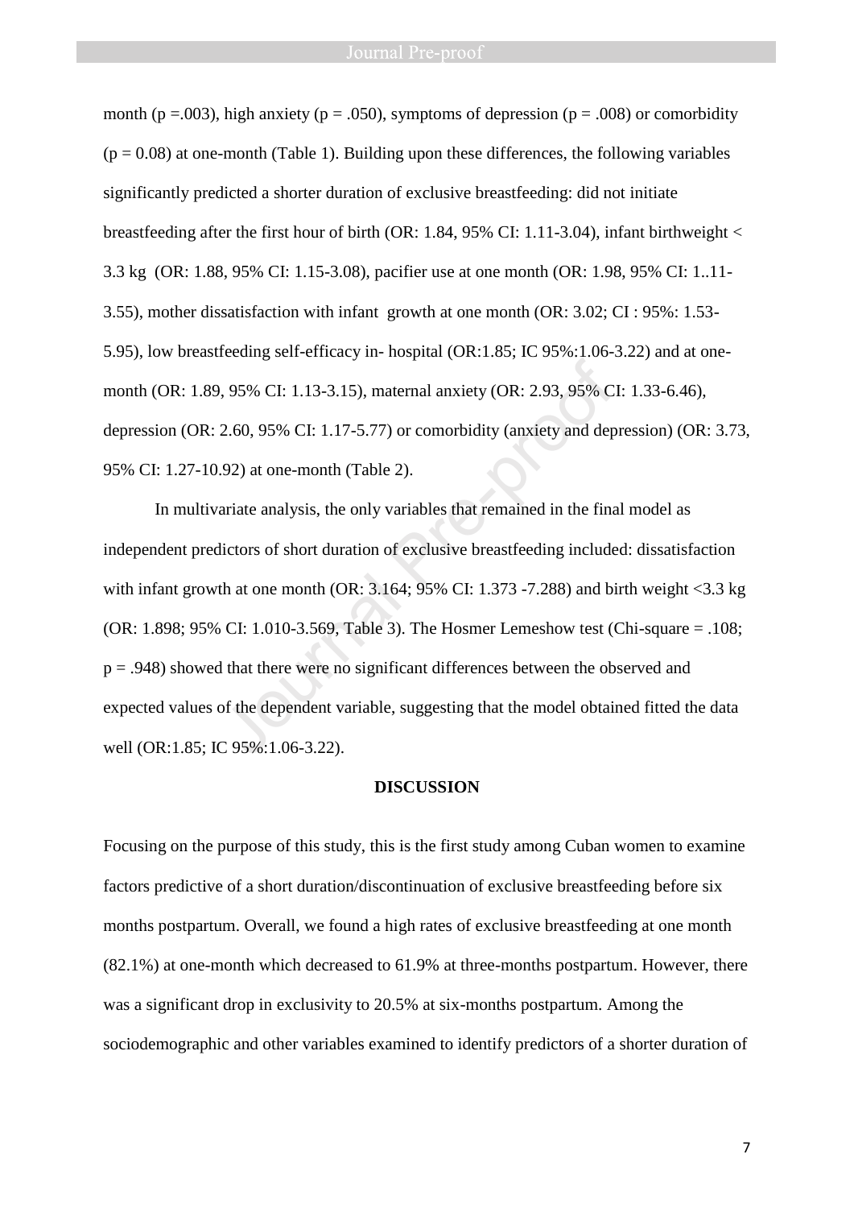month (p =.003), high anxiety (p = .050), symptoms of depression (p = .008) or comorbidity (p = 0.08) at one-month (Table 1). Building upon these differences, the following variables significantly predicted a shorter duration of exclusive breastfeeding: did not initiate breastfeeding after the first hour of birth (OR: 1.84, 95% CI: 1.11-3.04), infant birthweight < 3.3 kg (OR: 1.88, 95% CI: 1.15-3.08), pacifier use at one month (OR: 1.98, 95% CI: 1..11-3.55), mother dissatisfaction with infant growth at one month (OR: 3.02; CI : 95%: 1.53-5.95), low breastfeeding self-efficacy in- hospital (OR:1.85; IC 95%:1.06-3.22) and at one-month (OR: 1.89, 95% CI: 1.13-3.15), maternal anxiety (OR: 2.93, 95% CI: 1.33-6.46), depression (OR: 2.60, 95% CI: 1.17-5.77) or comorbidity (anxiety and depression) (OR: 3.73, 95% CI: 1.27-10.92) at one-month (Table 2).

In multivariate analysis, the only variables that remained in the final model as independent predictors of short duration of exclusive breastfeeding included: dissatisfaction with infant growth at one month (OR: 3.164; 95% CI: 1.373 -7.288) and birth weight <3.3 kg (OR: 1.898; 95% CI: 1.010-3.569, Table 3). The Hosmer Lemeshow test (Chi-square = .108; p = .948) showed that there were no significant differences between the observed and expected values of the dependent variable, suggesting that the model obtained fitted the data well (OR:1.85; IC 95%:1.06-3.22).

## DISCUSSION

Focusing on the purpose of this study, this is the first study among Cuban women to examine factors predictive of a short duration/discontinuation of exclusive breastfeeding before six months postpartum. Overall, we found a high rates of exclusive breastfeeding at one month (82.1%) at one-month which decreased to 61.9% at three-months postpartum. However, there was a significant drop in exclusivity to 20.5% at six-months postpartum. Among the sociodemographic and other variables examined to identify predictors of a shorter duration of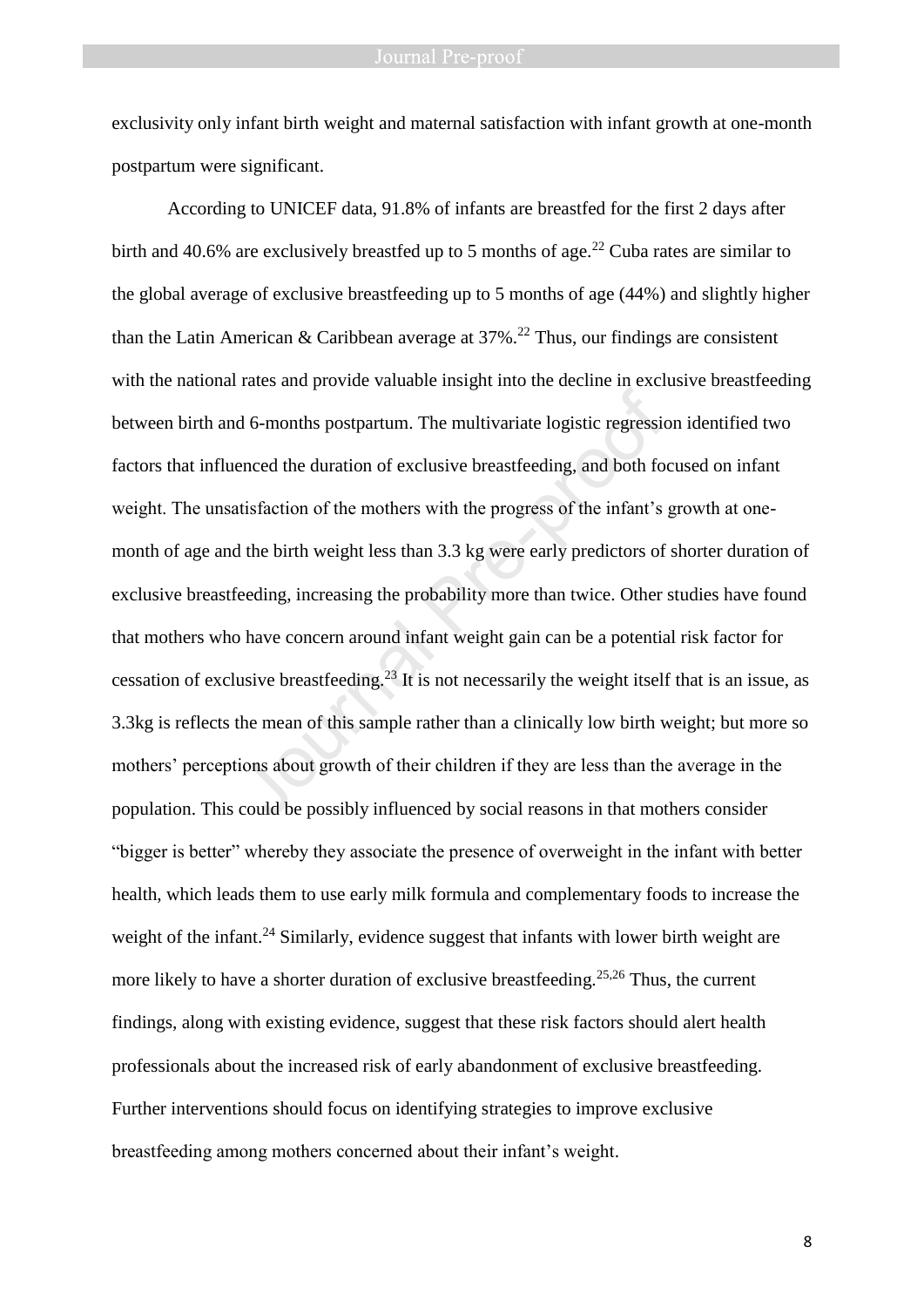exclusivity only infant birth weight and maternal satisfaction with infant growth at one-month postpartum were significant.

According to UNICEF data, 91.8% of infants are breastfed for the first 2 days after birth and 40.6% are exclusively breastfed up to 5 months of age.[22] Cuba rates are similar to the global average of exclusive breastfeeding up to 5 months of age (44%) and slightly higher than the Latin American & Caribbean average at 37%.[22] Thus, our findings are consistent with the national rates and provide valuable insight into the decline in exclusive breastfeeding between birth and 6-months postpartum. The multivariate logistic regression identified two factors that influenced the duration of exclusive breastfeeding, and both focused on infant weight. The unsatisfaction of the mothers with the progress of the infant's growth at one-month of age and the birth weight less than 3.3 kg were early predictors of shorter duration of exclusive breastfeeding, increasing the probability more than twice. Other studies have found that mothers who have concern around infant weight gain can be a potential risk factor for cessation of exclusive breastfeeding.[23] It is not necessarily the weight itself that is an issue, as 3.3kg is reflects the mean of this sample rather than a clinically low birth weight; but more so mothers' perceptions about growth of their children if they are less than the average in the population. This could be possibly influenced by social reasons in that mothers consider "bigger is better" whereby they associate the presence of overweight in the infant with better health, which leads them to use early milk formula and complementary foods to increase the weight of the infant.[24] Similarly, evidence suggest that infants with lower birth weight are more likely to have a shorter duration of exclusive breastfeeding.[25,26] Thus, the current findings, along with existing evidence, suggest that these risk factors should alert health professionals about the increased risk of early abandonment of exclusive breastfeeding. Further interventions should focus on identifying strategies to improve exclusive breastfeeding among mothers concerned about their infant's weight.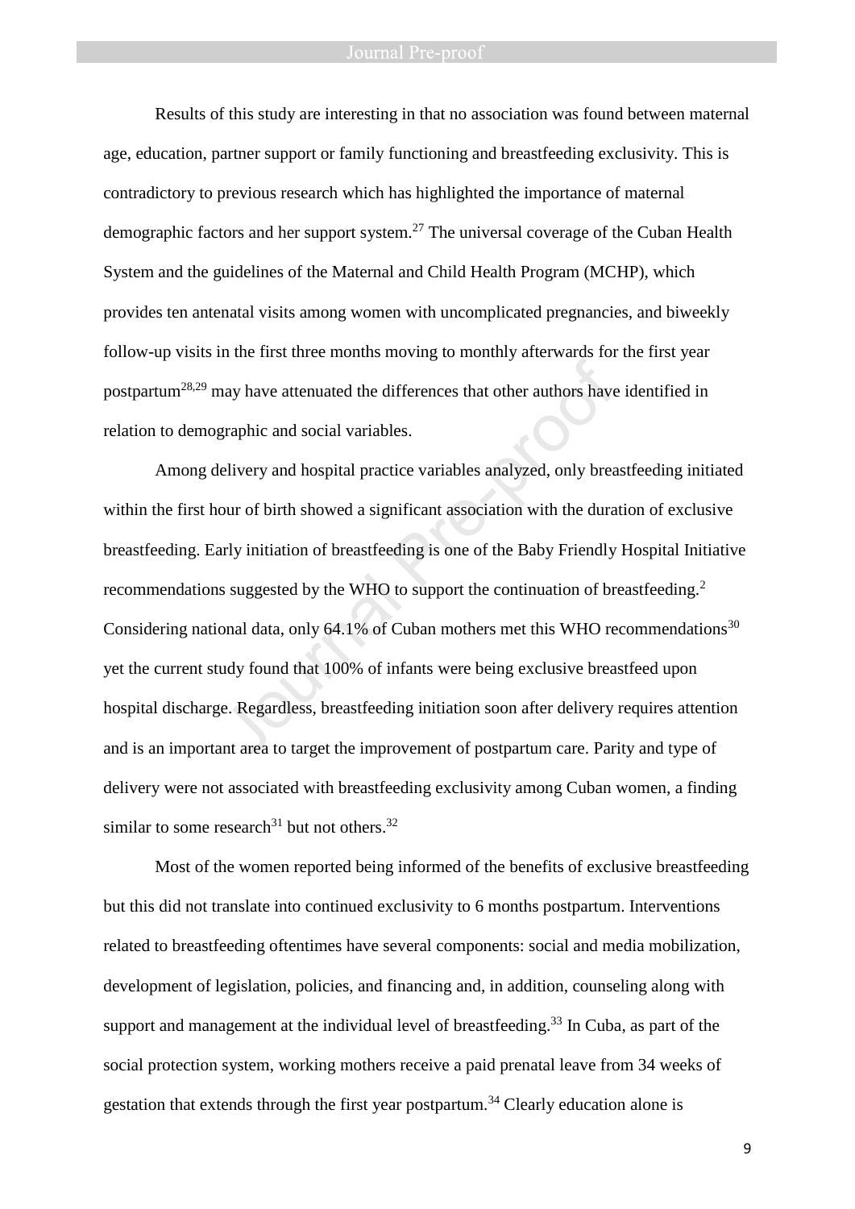Results of this study are interesting in that no association was found between maternal age, education, partner support or family functioning and breastfeeding exclusivity. This is contradictory to previous research which has highlighted the importance of maternal demographic factors and her support system.[27] The universal coverage of the Cuban Health System and the guidelines of the Maternal and Child Health Program (MCHP), which provides ten antenatal visits among women with uncomplicated pregnancies, and biweekly follow-up visits in the first three months moving to monthly afterwards for the first year postpartum[28,29] may have attenuated the differences that other authors have identified in relation to demographic and social variables.

Among delivery and hospital practice variables analyzed, only breastfeeding initiated within the first hour of birth showed a significant association with the duration of exclusive breastfeeding. Early initiation of breastfeeding is one of the Baby Friendly Hospital Initiative recommendations suggested by the WHO to support the continuation of breastfeeding.[2] Considering national data, only 64.1% of Cuban mothers met this WHO recommendations[30] yet the current study found that 100% of infants were being exclusive breastfeed upon hospital discharge. Regardless, breastfeeding initiation soon after delivery requires attention and is an important area to target the improvement of postpartum care. Parity and type of delivery were not associated with breastfeeding exclusivity among Cuban women, a finding similar to some research[31] but not others.[32]

Most of the women reported being informed of the benefits of exclusive breastfeeding but this did not translate into continued exclusivity to 6 months postpartum. Interventions related to breastfeeding oftentimes have several components: social and media mobilization, development of legislation, policies, and financing and, in addition, counseling along with support and management at the individual level of breastfeeding.[33] In Cuba, as part of the social protection system, working mothers receive a paid prenatal leave from 34 weeks of gestation that extends through the first year postpartum.[34] Clearly education alone is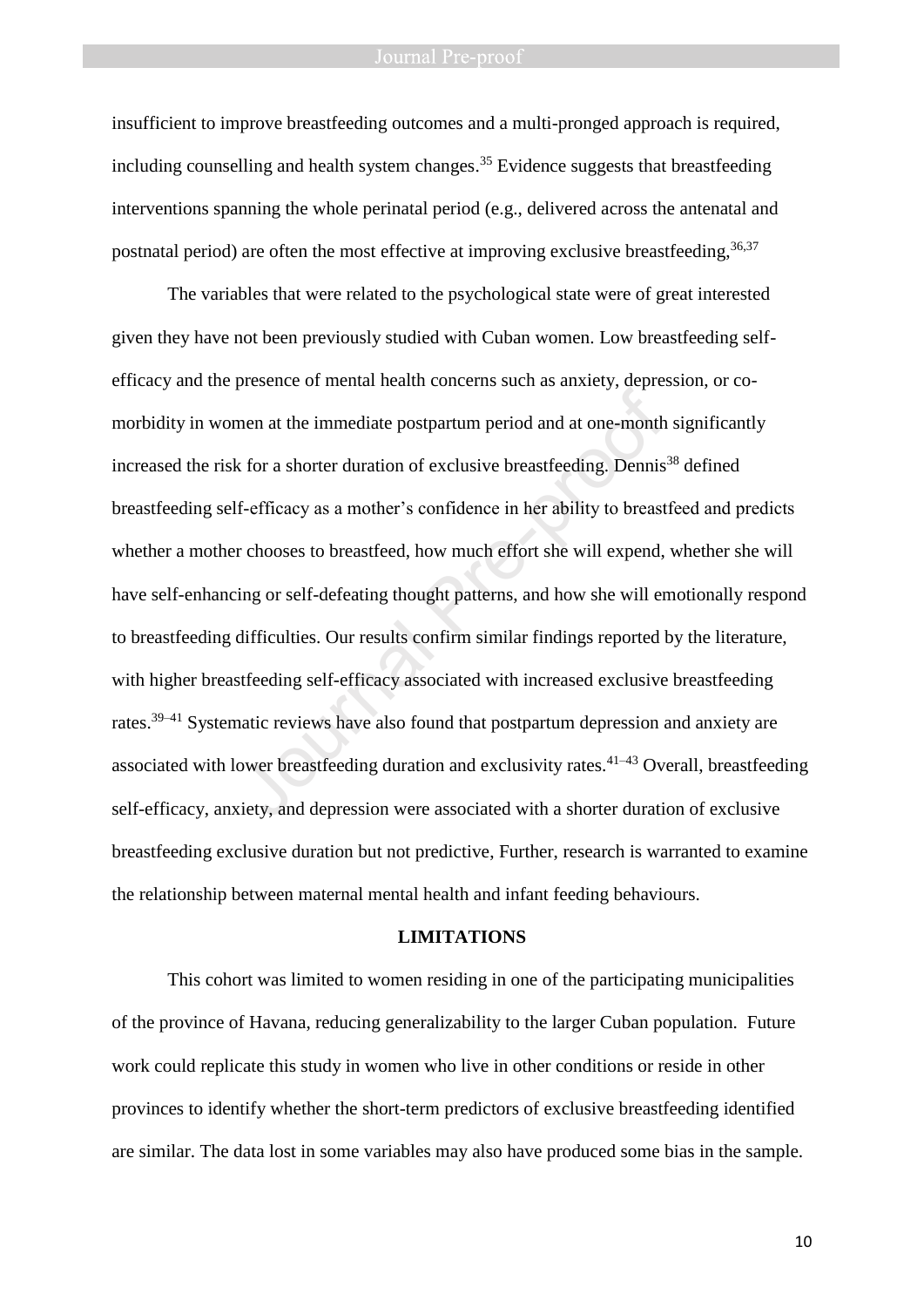insufficient to improve breastfeeding outcomes and a multi-pronged approach is required, including counselling and health system changes.[35] Evidence suggests that breastfeeding interventions spanning the whole perinatal period (e.g., delivered across the antenatal and postnatal period) are often the most effective at improving exclusive breastfeeding,[36,37]

The variables that were related to the psychological state were of great interested given they have not been previously studied with Cuban women. Low breastfeeding self-efficacy and the presence of mental health concerns such as anxiety, depression, or co-morbidity in women at the immediate postpartum period and at one-month significantly increased the risk for a shorter duration of exclusive breastfeeding. Dennis[38] defined breastfeeding self-efficacy as a mother's confidence in her ability to breastfeed and predicts whether a mother chooses to breastfeed, how much effort she will expend, whether she will have self-enhancing or self-defeating thought patterns, and how she will emotionally respond to breastfeeding difficulties. Our results confirm similar findings reported by the literature, with higher breastfeeding self-efficacy associated with increased exclusive breastfeeding rates.[39–41] Systematic reviews have also found that postpartum depression and anxiety are associated with lower breastfeeding duration and exclusivity rates.[41–43] Overall, breastfeeding self-efficacy, anxiety, and depression were associated with a shorter duration of exclusive breastfeeding exclusive duration but not predictive, Further, research is warranted to examine the relationship between maternal mental health and infant feeding behaviours.

## LIMITATIONS

This cohort was limited to women residing in one of the participating municipalities of the province of Havana, reducing generalizability to the larger Cuban population. Future work could replicate this study in women who live in other conditions or reside in other provinces to identify whether the short-term predictors of exclusive breastfeeding identified are similar. The data lost in some variables may also have produced some bias in the sample.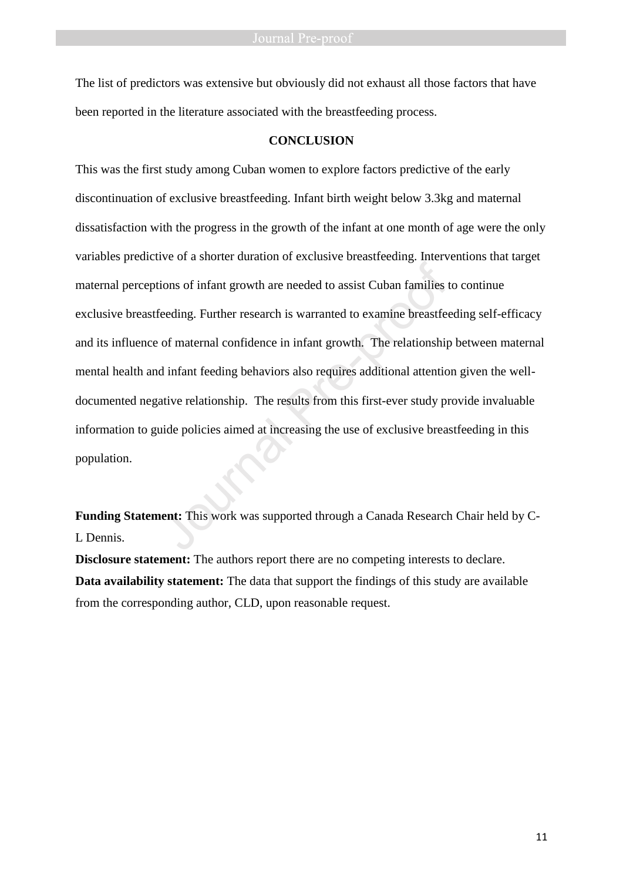The list of predictors was extensive but obviously did not exhaust all those factors that have been reported in the literature associated with the breastfeeding process.

## CONCLUSION

This was the first study among Cuban women to explore factors predictive of the early discontinuation of exclusive breastfeeding. Infant birth weight below 3.3kg and maternal dissatisfaction with the progress in the growth of the infant at one month of age were the only variables predictive of a shorter duration of exclusive breastfeeding. Interventions that target maternal perceptions of infant growth are needed to assist Cuban families to continue exclusive breastfeeding. Further research is warranted to examine breastfeeding self-efficacy and its influence of maternal confidence in infant growth. The relationship between maternal mental health and infant feeding behaviors also requires additional attention given the well-documented negative relationship. The results from this first-ever study provide invaluable information to guide policies aimed at increasing the use of exclusive breastfeeding in this population.

**Funding Statement:** This work was supported through a Canada Research Chair held by C-L Dennis.

**Disclosure statement:** The authors report there are no competing interests to declare.

**Data availability statement:** The data that support the findings of this study are available from the corresponding author, CLD, upon reasonable request.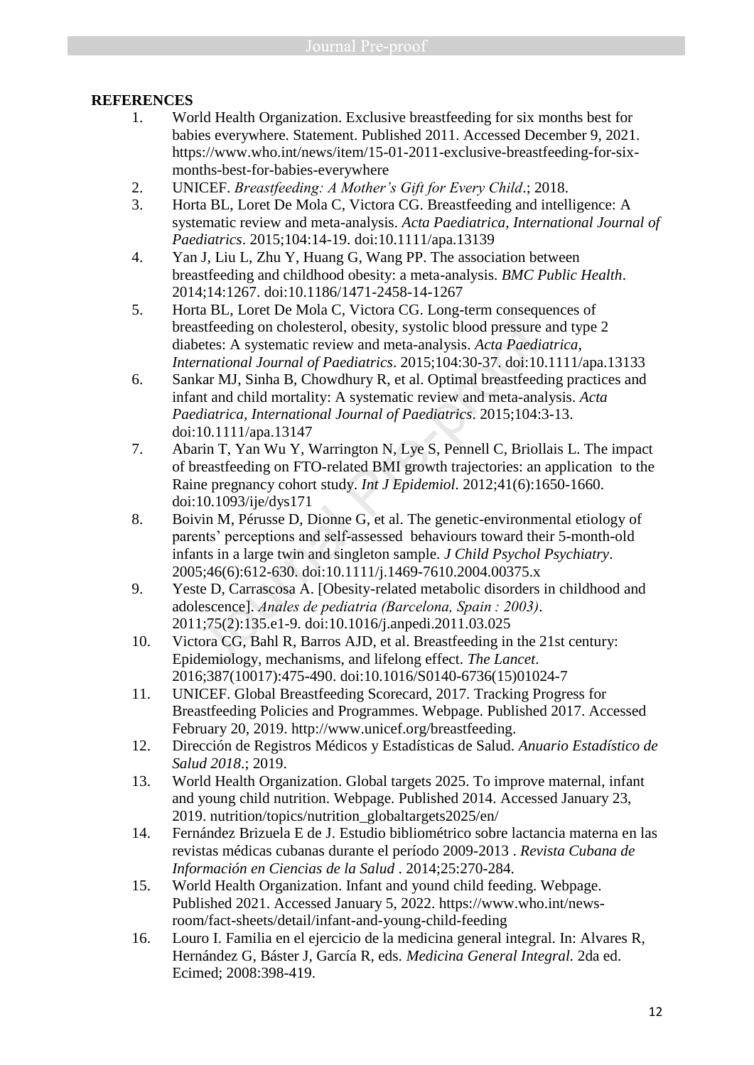## REFERENCES

1. World Health Organization. Exclusive breastfeeding for six months best for babies everywhere. Statement. Published 2011. Accessed December 9, 2021. https://www.who.int/news/item/15-01-2011-exclusive-breastfeeding-for-six-months-best-for-babies-everywhere
2. UNICEF. *Breastfeeding: A Mother's Gift for Every Child*.; 2018.
3. Horta BL, Loret De Mola C, Victora CG. Breastfeeding and intelligence: A systematic review and meta-analysis. *Acta Paediatrica, International Journal of Paediatrics*. 2015;104:14-19. doi:10.1111/apa.13139
4. Yan J, Liu L, Zhu Y, Huang G, Wang PP. The association between breastfeeding and childhood obesity: a meta-analysis. *BMC Public Health*. 2014;14:1267. doi:10.1186/1471-2458-14-1267
5. Horta BL, Loret De Mola C, Victora CG. Long-term consequences of breastfeeding on cholesterol, obesity, systolic blood pressure and type 2 diabetes: A systematic review and meta-analysis. *Acta Paediatrica, International Journal of Paediatrics*. 2015;104:30-37. doi:10.1111/apa.13133
6. Sankar MJ, Sinha B, Chowdhury R, et al. Optimal breastfeeding practices and infant and child mortality: A systematic review and meta-analysis. *Acta Paediatrica, International Journal of Paediatrics*. 2015;104:3-13. doi:10.1111/apa.13147
7. Abarin T, Yan Wu Y, Warrington N, Lye S, Pennell C, Briollais L. The impact of breastfeeding on FTO-related BMI growth trajectories: an application to the Raine pregnancy cohort study. *Int J Epidemiol*. 2012;41(6):1650-1660. doi:10.1093/ije/dys171
8. Boivin M, Pérusse D, Dionne G, et al. The genetic-environmental etiology of parents' perceptions and self-assessed behaviours toward their 5-month-old infants in a large twin and singleton sample. *J Child Psychol Psychiatry*. 2005;46(6):612-630. doi:10.1111/j.1469-7610.2004.00375.x
9. Yeste D, Carrascosa A. [Obesity-related metabolic disorders in childhood and adolescence]. *Anales de pediatria (Barcelona, Spain : 2003)*. 2011;75(2):135.e1-9. doi:10.1016/j.anpedi.2011.03.025
10. Victora CG, Bahl R, Barros AJD, et al. Breastfeeding in the 21st century: Epidemiology, mechanisms, and lifelong effect. *The Lancet*. 2016;387(10017):475-490. doi:10.1016/S0140-6736(15)01024-7
11. UNICEF. Global Breastfeeding Scorecard, 2017. Tracking Progress for Breastfeeding Policies and Programmes. Webpage. Published 2017. Accessed February 20, 2019. http://www.unicef.org/breastfeeding.
12. Dirección de Registros Médicos y Estadísticas de Salud. *Anuario Estadístico de Salud 2018*.; 2019.
13. World Health Organization. Global targets 2025. To improve maternal, infant and young child nutrition. Webpage. Published 2014. Accessed January 23, 2019. nutrition/topics/nutrition_globaltargets2025/en/
14. Fernández Brizuela E de J. Estudio bibliométrico sobre lactancia materna en las revistas médicas cubanas durante el período 2009-2013 . *Revista Cubana de Información en Ciencias de la Salud* . 2014;25:270-284.
15. World Health Organization. Infant and yound child feeding. Webpage. Published 2021. Accessed January 5, 2022. https://www.who.int/news-room/fact-sheets/detail/infant-and-young-child-feeding
16. Louro I. Familia en el ejercicio de la medicina general integral. In: Alvares R, Hernández G, Báster J, García R, eds. *Medicina General Integral.* 2da ed. Ecimed; 2008:398-419.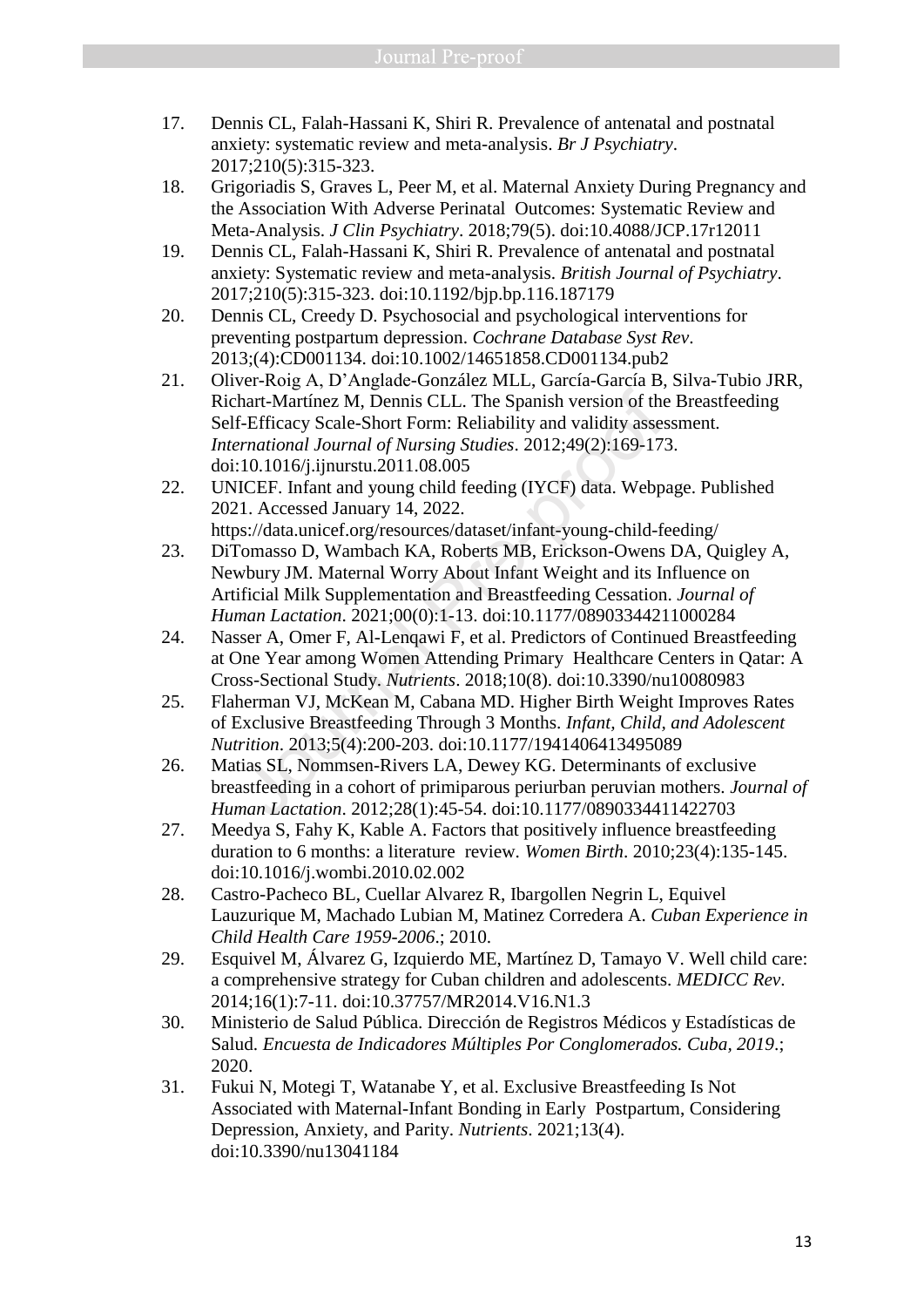17. Dennis CL, Falah-Hassani K, Shiri R. Prevalence of antenatal and postnatal anxiety: systematic review and meta-analysis. *Br J Psychiatry*. 2017;210(5):315-323.
18. Grigoriadis S, Graves L, Peer M, et al. Maternal Anxiety During Pregnancy and the Association With Adverse Perinatal Outcomes: Systematic Review and Meta-Analysis. *J Clin Psychiatry*. 2018;79(5). doi:10.4088/JCP.17r12011
19. Dennis CL, Falah-Hassani K, Shiri R. Prevalence of antenatal and postnatal anxiety: Systematic review and meta-analysis. *British Journal of Psychiatry*. 2017;210(5):315-323. doi:10.1192/bjp.bp.116.187179
20. Dennis CL, Creedy D. Psychosocial and psychological interventions for preventing postpartum depression. *Cochrane Database Syst Rev*. 2013;(4):CD001134. doi:10.1002/14651858.CD001134.pub2
21. Oliver-Roig A, D'Anglade-González MLL, García-García B, Silva-Tubio JRR, Richart-Martínez M, Dennis CLL. The Spanish version of the Breastfeeding Self-Efficacy Scale-Short Form: Reliability and validity assessment. *International Journal of Nursing Studies*. 2012;49(2):169-173. doi:10.1016/j.ijnurstu.2011.08.005
22. UNICEF. Infant and young child feeding (IYCF) data. Webpage. Published 2021. Accessed January 14, 2022. https://data.unicef.org/resources/dataset/infant-young-child-feeding/
23. DiTomasso D, Wambach KA, Roberts MB, Erickson-Owens DA, Quigley A, Newbury JM. Maternal Worry About Infant Weight and its Influence on Artificial Milk Supplementation and Breastfeeding Cessation. *Journal of Human Lactation*. 2021;00(0):1-13. doi:10.1177/08903344211000284
24. Nasser A, Omer F, Al-Lenqawi F, et al. Predictors of Continued Breastfeeding at One Year among Women Attending Primary Healthcare Centers in Qatar: A Cross-Sectional Study. *Nutrients*. 2018;10(8). doi:10.3390/nu10080983
25. Flaherman VJ, McKean M, Cabana MD. Higher Birth Weight Improves Rates of Exclusive Breastfeeding Through 3 Months. *Infant, Child, and Adolescent Nutrition*. 2013;5(4):200-203. doi:10.1177/1941406413495089
26. Matias SL, Nommsen-Rivers LA, Dewey KG. Determinants of exclusive breastfeeding in a cohort of primiparous periurban peruvian mothers. *Journal of Human Lactation*. 2012;28(1):45-54. doi:10.1177/0890334411422703
27. Meedya S, Fahy K, Kable A. Factors that positively influence breastfeeding duration to 6 months: a literature review. *Women Birth*. 2010;23(4):135-145. doi:10.1016/j.wombi.2010.02.002
28. Castro-Pacheco BL, Cuellar Alvarez R, Ibargollen Negrin L, Equivel Lauzurique M, Machado Lubian M, Matinez Corredera A. *Cuban Experience in Child Health Care 1959-2006*.; 2010.
29. Esquivel M, Álvarez G, Izquierdo ME, Martínez D, Tamayo V. Well child care: a comprehensive strategy for Cuban children and adolescents. *MEDICC Rev*. 2014;16(1):7-11. doi:10.37757/MR2014.V16.N1.3
30. Ministerio de Salud Pública. Dirección de Registros Médicos y Estadísticas de Salud. *Encuesta de Indicadores Múltiples Por Conglomerados. Cuba, 2019*.; 2020.
31. Fukui N, Motegi T, Watanabe Y, et al. Exclusive Breastfeeding Is Not Associated with Maternal-Infant Bonding in Early Postpartum, Considering Depression, Anxiety, and Parity. *Nutrients*. 2021;13(4). doi:10.3390/nu13041184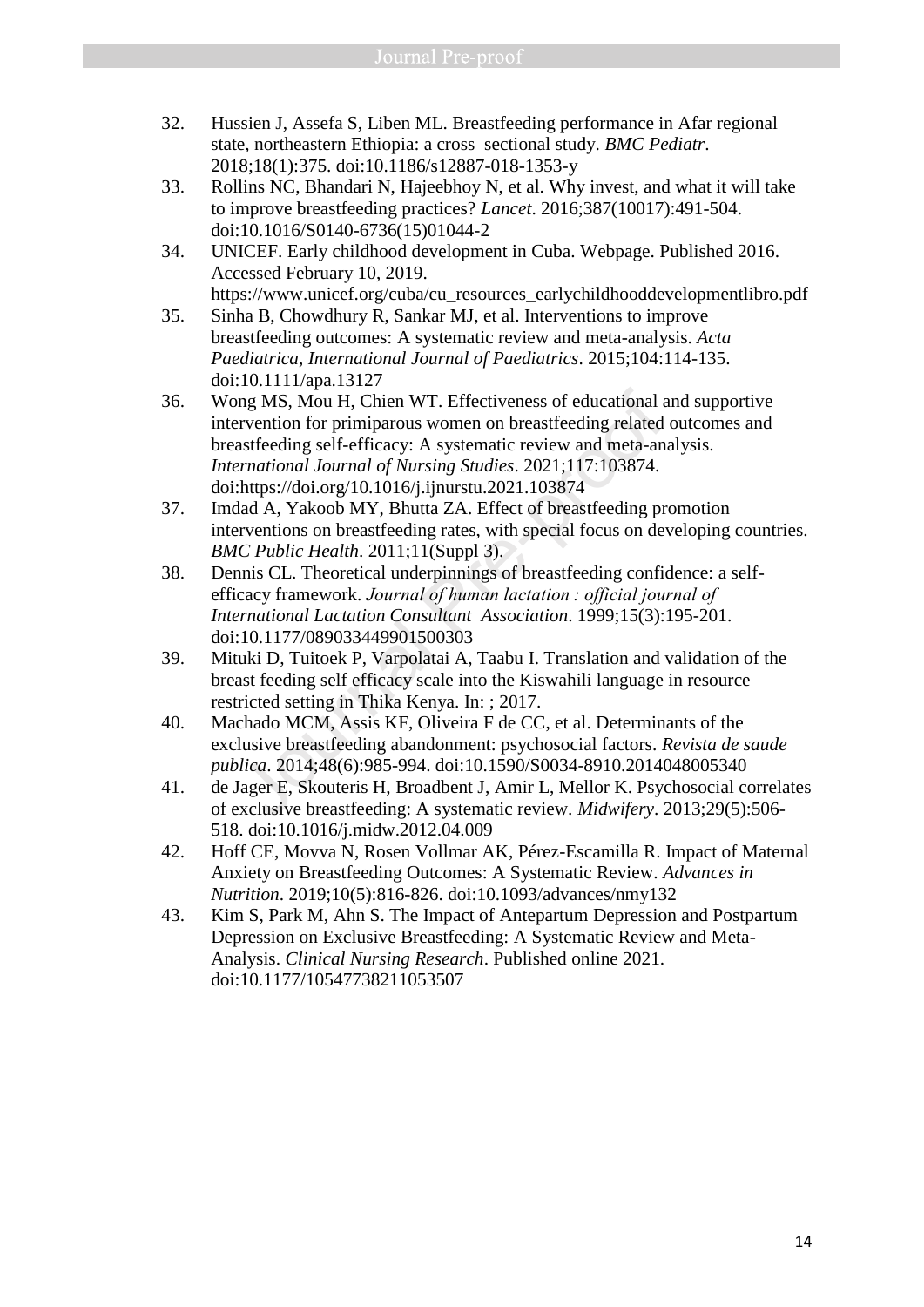32. Hussien J, Assefa S, Liben ML. Breastfeeding performance in Afar regional state, northeastern Ethiopia: a cross sectional study. *BMC Pediatr*. 2018;18(1):375. doi:10.1186/s12887-018-1353-y
33. Rollins NC, Bhandari N, Hajeebhoy N, et al. Why invest, and what it will take to improve breastfeeding practices? *Lancet*. 2016;387(10017):491-504. doi:10.1016/S0140-6736(15)01044-2
34. UNICEF. Early childhood development in Cuba. Webpage. Published 2016. Accessed February 10, 2019. https://www.unicef.org/cuba/cu_resources_earlychildhooddevelopmentlibro.pdf
35. Sinha B, Chowdhury R, Sankar MJ, et al. Interventions to improve breastfeeding outcomes: A systematic review and meta-analysis. *Acta Paediatrica, International Journal of Paediatrics*. 2015;104:114-135. doi:10.1111/apa.13127
36. Wong MS, Mou H, Chien WT. Effectiveness of educational and supportive intervention for primiparous women on breastfeeding related outcomes and breastfeeding self-efficacy: A systematic review and meta-analysis. *International Journal of Nursing Studies*. 2021;117:103874. doi:https://doi.org/10.1016/j.ijnurstu.2021.103874
37. Imdad A, Yakoob MY, Bhutta ZA. Effect of breastfeeding promotion interventions on breastfeeding rates, with special focus on developing countries. *BMC Public Health*. 2011;11(Suppl 3).
38. Dennis CL. Theoretical underpinnings of breastfeeding confidence: a self-efficacy framework. *Journal of human lactation : official journal of International Lactation Consultant Association*. 1999;15(3):195-201. doi:10.1177/089033449901500303
39. Mituki D, Tuitoek P, Varpolatai A, Taabu I. Translation and validation of the breast feeding self efficacy scale into the Kiswahili language in resource restricted setting in Thika Kenya. In: ; 2017.
40. Machado MCM, Assis KF, Oliveira F de CC, et al. Determinants of the exclusive breastfeeding abandonment: psychosocial factors. *Revista de saude publica*. 2014;48(6):985-994. doi:10.1590/S0034-8910.2014048005340
41. de Jager E, Skouteris H, Broadbent J, Amir L, Mellor K. Psychosocial correlates of exclusive breastfeeding: A systematic review. *Midwifery*. 2013;29(5):506-518. doi:10.1016/j.midw.2012.04.009
42. Hoff CE, Movva N, Rosen Vollmar AK, Pérez-Escamilla R. Impact of Maternal Anxiety on Breastfeeding Outcomes: A Systematic Review. *Advances in Nutrition*. 2019;10(5):816-826. doi:10.1093/advances/nmy132
43. Kim S, Park M, Ahn S. The Impact of Antepartum Depression and Postpartum Depression on Exclusive Breastfeeding: A Systematic Review and Meta-Analysis. *Clinical Nursing Research*. Published online 2021. doi:10.1177/10547738211053507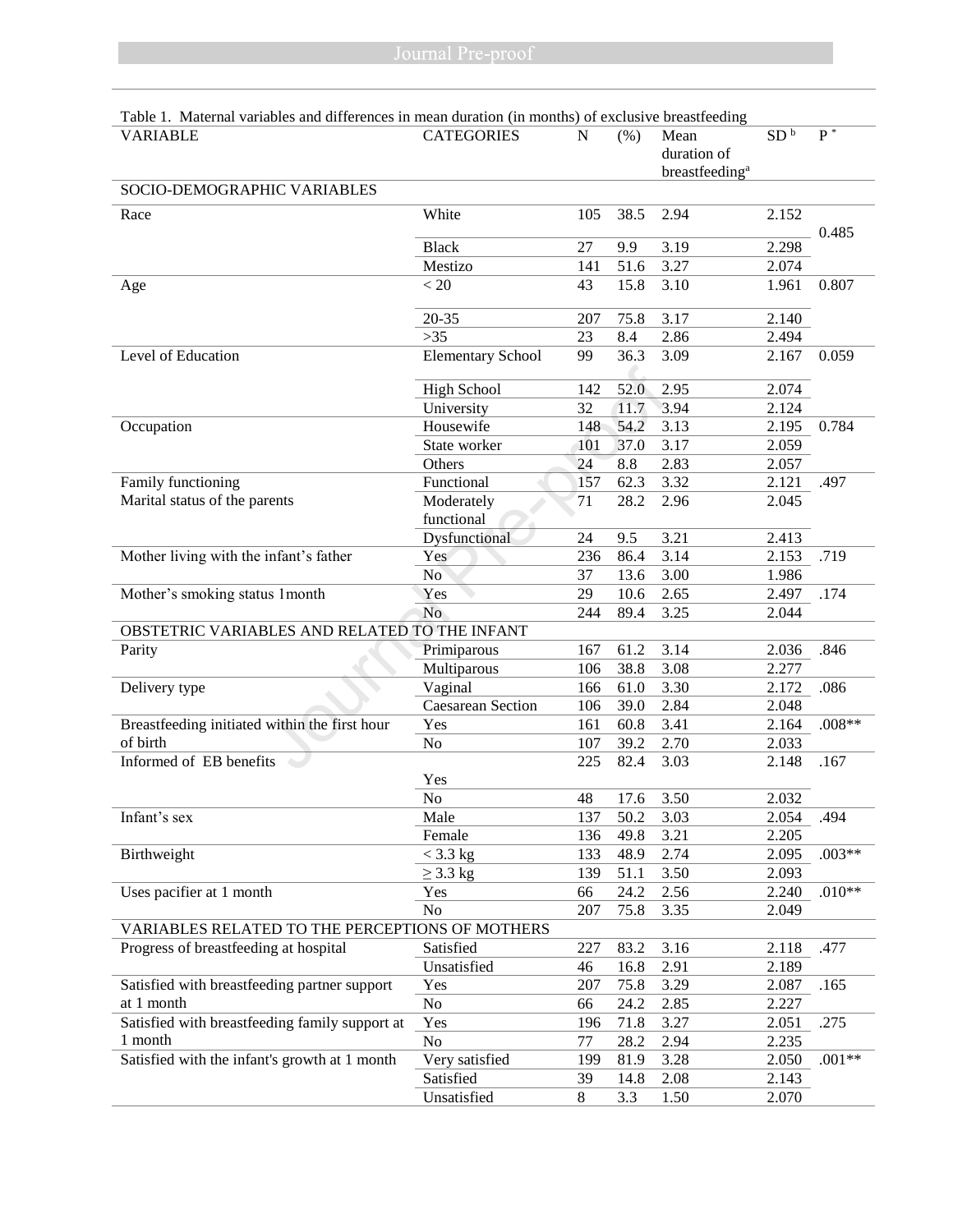Table 1. Maternal variables and differences in mean duration (in months) of exclusive breastfeeding

| VARIABLE | CATEGORIES | N | (%) | Mean duration of breastfeeding[a] | SD [b] | P [*] |
|---|---|---|---|---|---|---|
| SOCIO-DEMOGRAPHIC VARIABLES | | | | | | |
| Race | White | 105 | 38.5 | 2.94 | 2.152 | 0.485 |
| | Black | 27 | 9.9 | 3.19 | 2.298 | |
| | Mestizo | 141 | 51.6 | 3.27 | 2.074 | |
| Age | < 20 | 43 | 15.8 | 3.10 | 1.961 | 0.807 |
| | 20-35 | 207 | 75.8 | 3.17 | 2.140 | |
| | >35 | 23 | 8.4 | 2.86 | 2.494 | |
| Level of Education | Elementary School | 99 | 36.3 | 3.09 | 2.167 | 0.059 |
| | High School | 142 | 52.0 | 2.95 | 2.074 | |
| | University | 32 | 11.7 | 3.94 | 2.124 | |
| Occupation | Housewife | 148 | 54.2 | 3.13 | 2.195 | 0.784 |
| | State worker | 101 | 37.0 | 3.17 | 2.059 | |
| | Others | 24 | 8.8 | 2.83 | 2.057 | |
| Family functioning<br>Marital status of the parents | Functional | 157 | 62.3 | 3.32 | 2.121 | .497 |
| | Moderately functional | 71 | 28.2 | 2.96 | 2.045 | |
| | Dysfunctional | 24 | 9.5 | 3.21 | 2.413 | |
| Mother living with the infant's father | Yes | 236 | 86.4 | 3.14 | 2.153 | .719 |
| | No | 37 | 13.6 | 3.00 | 1.986 | |
| Mother's smoking status 1month | Yes | 29 | 10.6 | 2.65 | 2.497 | .174 |
| | No | 244 | 89.4 | 3.25 | 2.044 | |
| OBSTETRIC VARIABLES AND RELATED TO THE INFANT | | | | | | |
| Parity | Primiparous | 167 | 61.2 | 3.14 | 2.036 | .846 |
| | Multiparous | 106 | 38.8 | 3.08 | 2.277 | |
| Delivery type | Vaginal | 166 | 61.0 | 3.30 | 2.172 | .086 |
| | Caesarean Section | 106 | 39.0 | 2.84 | 2.048 | |
| Breastfeeding initiated within the first hour of birth | Yes | 161 | 60.8 | 3.41 | 2.164 | .008** |
| | No | 107 | 39.2 | 2.70 | 2.033 | |
| Informed of EB benefits | Yes | 225 | 82.4 | 3.03 | 2.148 | .167 |
| | No | 48 | 17.6 | 3.50 | 2.032 | |
| Infant's sex | Male | 137 | 50.2 | 3.03 | 2.054 | .494 |
| | Female | 136 | 49.8 | 3.21 | 2.205 | |
| Birthweight | < 3.3 kg | 133 | 48.9 | 2.74 | 2.095 | .003** |
| | ≥ 3.3 kg | 139 | 51.1 | 3.50 | 2.093 | |
| Uses pacifier at 1 month | Yes | 66 | 24.2 | 2.56 | 2.240 | .010** |
| | No | 207 | 75.8 | 3.35 | 2.049 | |
| VARIABLES RELATED TO THE PERCEPTIONS OF MOTHERS | | | | | | |
| Progress of breastfeeding at hospital | Satisfied | 227 | 83.2 | 3.16 | 2.118 | .477 |
| | Unsatisfied | 46 | 16.8 | 2.91 | 2.189 | |
| Satisfied with breastfeeding partner support at 1 month | Yes | 207 | 75.8 | 3.29 | 2.087 | .165 |
| | No | 66 | 24.2 | 2.85 | 2.227 | |
| Satisfied with breastfeeding family support at 1 month | Yes | 196 | 71.8 | 3.27 | 2.051 | .275 |
| | No | 77 | 28.2 | 2.94 | 2.235 | |
| Satisfied with the infant's growth at 1 month | Very satisfied | 199 | 81.9 | 3.28 | 2.050 | .001** |
| | Satisfied | 39 | 14.8 | 2.08 | 2.143 | |
| | Unsatisfied | 8 | 3.3 | 1.50 | 2.070 | |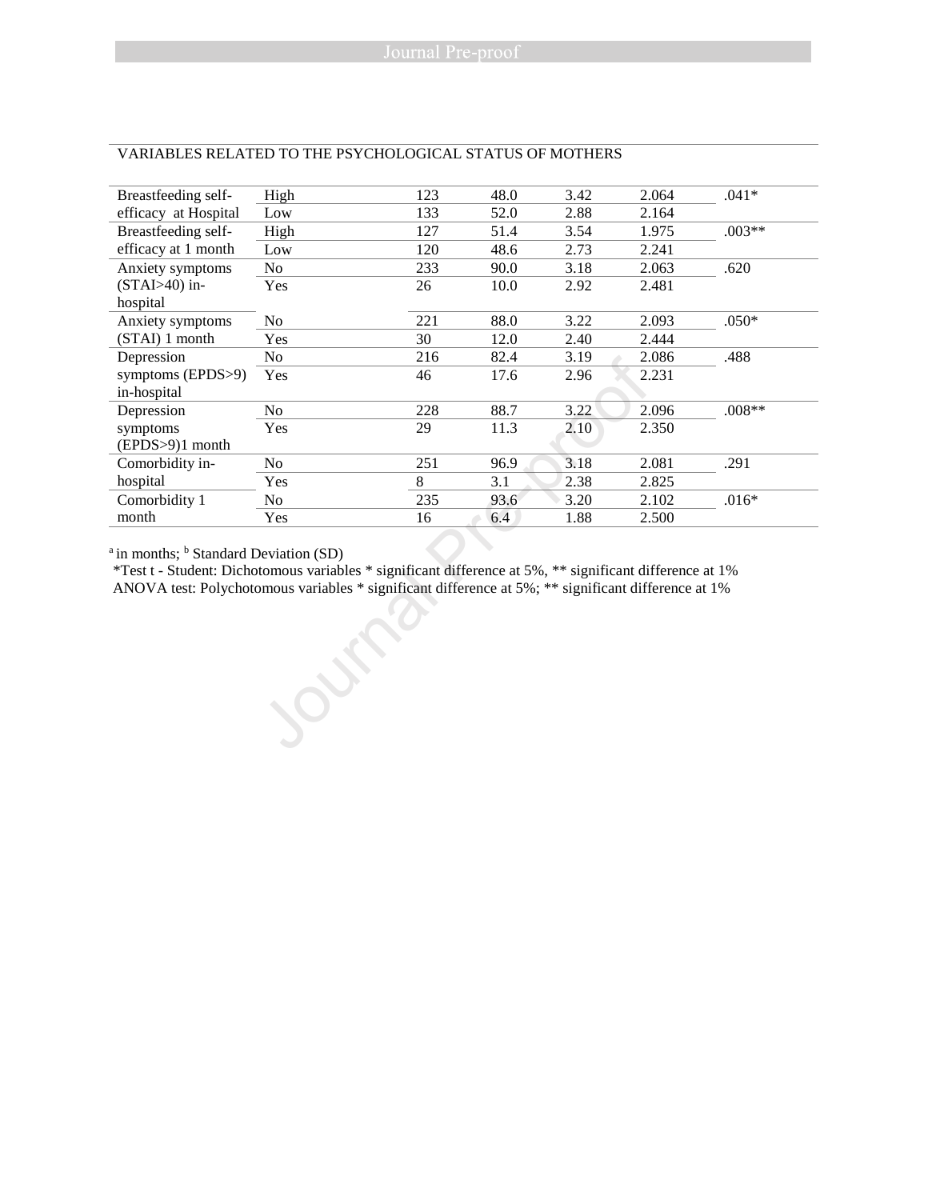| VARIABLES RELATED TO THE PSYCHOLOGICAL STATUS OF MOTHERS | | | | | | |
|---|---|---|---|---|---|---|
| Breastfeeding self-efficacy at Hospital | High | 123 | 48.0 | 3.42 | 2.064 | .041* |
| | Low | 133 | 52.0 | 2.88 | 2.164 | |
| Breastfeeding self-efficacy at 1 month | High | 127 | 51.4 | 3.54 | 1.975 | .003** |
| | Low | 120 | 48.6 | 2.73 | 2.241 | |
| Anxiety symptoms (STAI>40) in-hospital | No | 233 | 90.0 | 3.18 | 2.063 | .620 |
| | Yes | 26 | 10.0 | 2.92 | 2.481 | |
| Anxiety symptoms (STAI) 1 month | No | 221 | 88.0 | 3.22 | 2.093 | .050* |
| | Yes | 30 | 12.0 | 2.40 | 2.444 | |
| Depression symptoms (EPDS>9) in-hospital | No | 216 | 82.4 | 3.19 | 2.086 | .488 |
| | Yes | 46 | 17.6 | 2.96 | 2.231 | |
| Depression symptoms (EPDS>9)1 month | No | 228 | 88.7 | 3.22 | 2.096 | .008** |
| | Yes | 29 | 11.3 | 2.10 | 2.350 | |
| Comorbidity in-hospital | No | 251 | 96.9 | 3.18 | 2.081 | .291 |
| | Yes | 8 | 3.1 | 2.38 | 2.825 | |
| Comorbidity 1 month | No | 235 | 93.6 | 3.20 | 2.102 | .016* |
| | Yes | 16 | 6.4 | 1.88 | 2.500 | |

[a] in months; [b] Standard Deviation (SD)

*Test t - Student: Dichotomous variables * significant difference at 5%, ** significant difference at 1%

ANOVA test: Polychotomous variables * significant difference at 5%; ** significant difference at 1%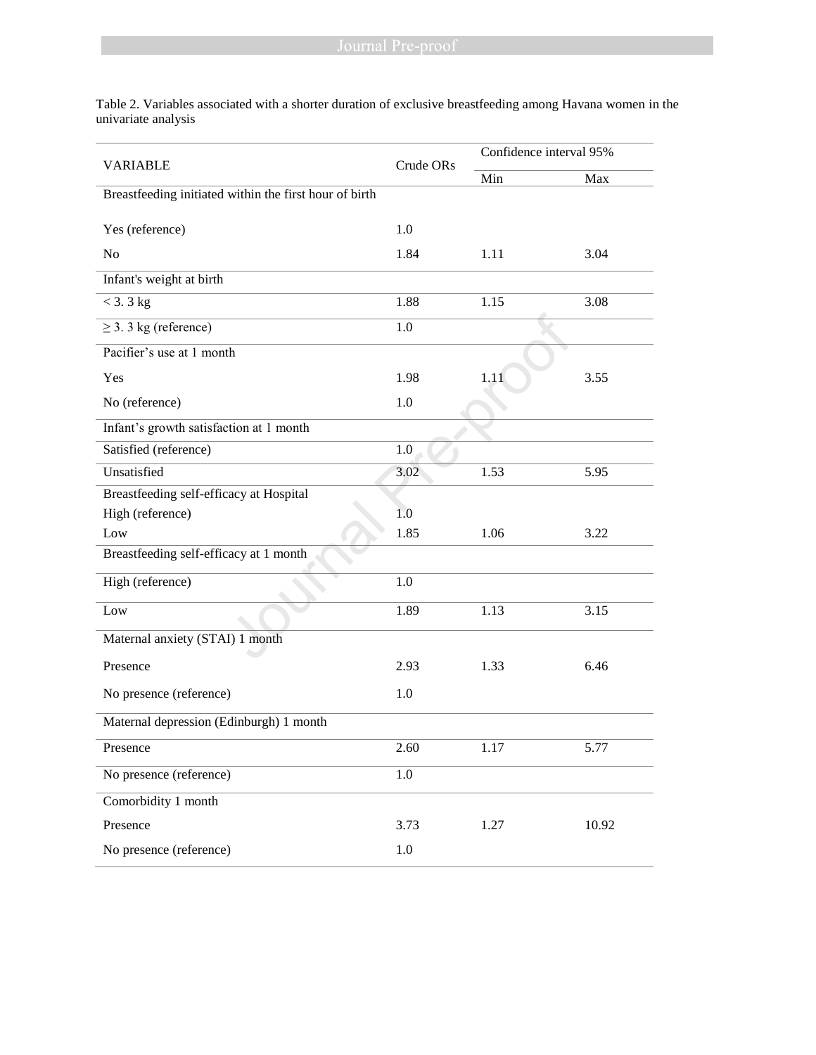Table 2. Variables associated with a shorter duration of exclusive breastfeeding among Havana women in the univariate analysis

| VARIABLE | Crude ORs | Confidence interval 95% | |
|---|---|---|---|
| | | Min | Max |
| Breastfeeding initiated within the first hour of birth | | | |
| Yes (reference) | 1.0 | | |
| No | 1.84 | 1.11 | 3.04 |
| Infant's weight at birth | | | |
| < 3. 3 kg | 1.88 | 1.15 | 3.08 |
| ≥ 3. 3 kg (reference) | 1.0 | | |
| Pacifier's use at 1 month | | | |
| Yes | 1.98 | 1.11 | 3.55 |
| No (reference) | 1.0 | | |
| Infant's growth satisfaction at 1 month | | | |
| Satisfied (reference) | 1.0 | | |
| Unsatisfied | 3.02 | 1.53 | 5.95 |
| Breastfeeding self-efficacy at Hospital | | | |
| High (reference) | 1.0 | | |
| Low | 1.85 | 1.06 | 3.22 |
| Breastfeeding self-efficacy at 1 month | | | |
| High (reference) | 1.0 | | |
| Low | 1.89 | 1.13 | 3.15 |
| Maternal anxiety (STAI) 1 month | | | |
| Presence | 2.93 | 1.33 | 6.46 |
| No presence (reference) | 1.0 | | |
| Maternal depression (Edinburgh) 1 month | | | |
| Presence | 2.60 | 1.17 | 5.77 |
| No presence (reference) | 1.0 | | |
| Comorbidity 1 month | | | |
| Presence | 3.73 | 1.27 | 10.92 |
| No presence (reference) | 1.0 | | |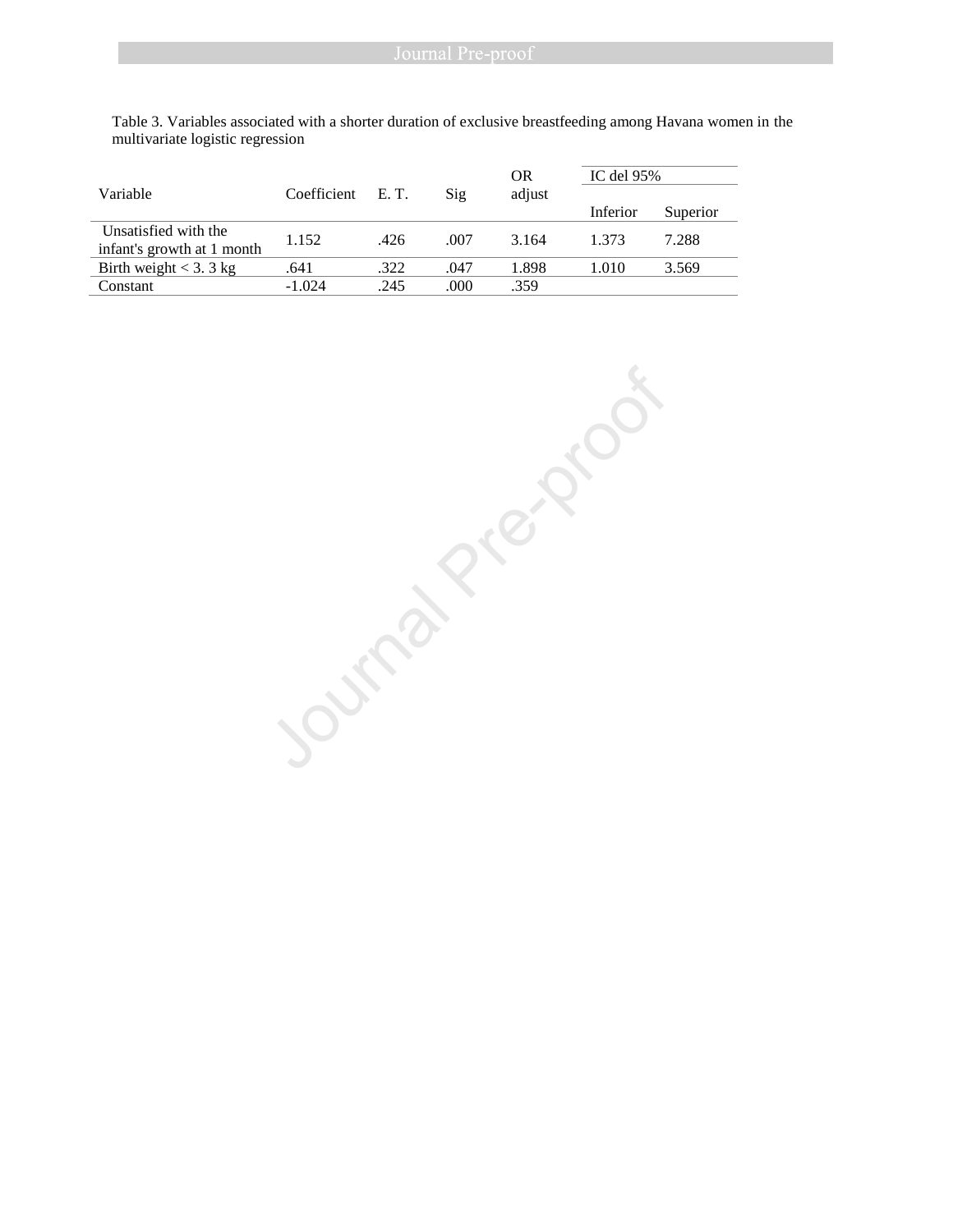Table 3. Variables associated with a shorter duration of exclusive breastfeeding among Havana women in the multivariate logistic regression

| Variable | Coefficient | E. T. | Sig | OR adjust | IC del 95% | |
|---|---|---|---|---|---|---|
| | | | | | Inferior | Superior |
| Unsatisfied with the infant's growth at 1 month | 1.152 | .426 | .007 | 3.164 | 1.373 | 7.288 |
| Birth weight < 3. 3 kg | .641 | .322 | .047 | 1.898 | 1.010 | 3.569 |
| Constant | -1.024 | .245 | .000 | .359 | | |